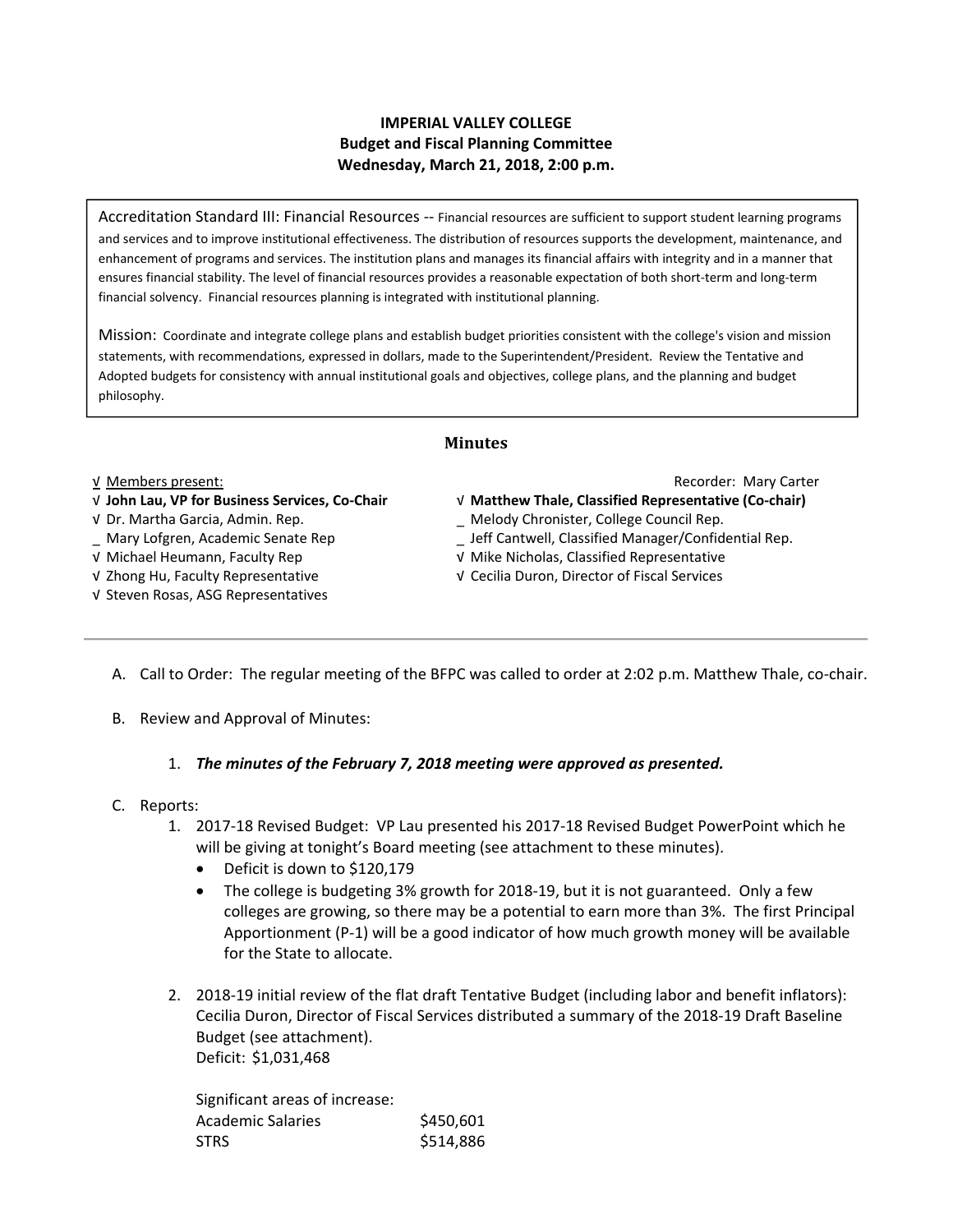**IMPERIAL VALLEY COLLEGE**
**Budget and Fiscal Planning Committee**
**Wednesday, March 21, 2018, 2:00 p.m.**

Accreditation Standard III: Financial Resources -- Financial resources are sufficient to support student learning programs and services and to improve institutional effectiveness. The distribution of resources supports the development, maintenance, and enhancement of programs and services. The institution plans and manages its financial affairs with integrity and in a manner that ensures financial stability. The level of financial resources provides a reasonable expectation of both short-term and long-term financial solvency. Financial resources planning is integrated with institutional planning.

Mission: Coordinate and integrate college plans and establish budget priorities consistent with the college's vision and mission statements, with recommendations, expressed in dollars, made to the Superintendent/President. Review the Tentative and Adopted budgets for consistency with annual institutional goals and objectives, college plans, and the planning and budget philosophy.

## Minutes

√ Members present:

Recorder: Mary Carter

√ **John Lau, VP for Business Services, Co-Chair**
√ Dr. Martha Garcia, Admin. Rep.
_ Mary Lofgren, Academic Senate Rep
√ Michael Heumann, Faculty Rep
√ Zhong Hu, Faculty Representative
√ Steven Rosas, ASG Representatives
√ **Matthew Thale, Classified Representative (Co-chair)**
_ Melody Chronister, College Council Rep.
_ Jeff Cantwell, Classified Manager/Confidential Rep.
√ Mike Nicholas, Classified Representative
√ Cecilia Duron, Director of Fiscal Services

---

A. Call to Order: The regular meeting of the BFPC was called to order at 2:02 p.m. Matthew Thale, co-chair.

B. Review and Approval of Minutes:

1. ***The minutes of the February 7, 2018 meeting were approved as presented.***

C. Reports:

1. 2017-18 Revised Budget: VP Lau presented his 2017-18 Revised Budget PowerPoint which he will be giving at tonight's Board meeting (see attachment to these minutes).
   - Deficit is down to $120,179
   - The college is budgeting 3% growth for 2018-19, but it is not guaranteed. Only a few colleges are growing, so there may be a potential to earn more than 3%. The first Principal Apportionment (P-1) will be a good indicator of how much growth money will be available for the State to allocate.

2. 2018-19 initial review of the flat draft Tentative Budget (including labor and benefit inflators): Cecilia Duron, Director of Fiscal Services distributed a summary of the 2018-19 Draft Baseline Budget (see attachment).
   Deficit: $1,031,468

   Significant areas of increase:

   | | |
   |---|---|
   | Academic Salaries | $450,601 |
   | STRS | $514,886 |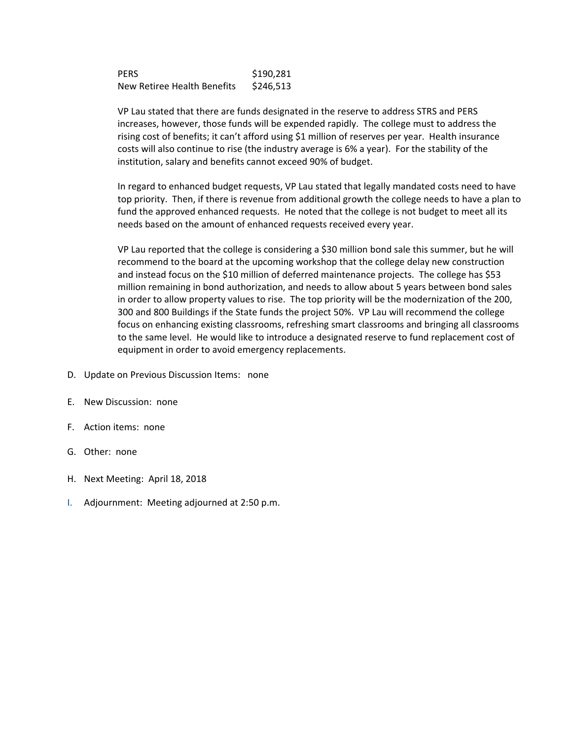| | |
|---|---|
| PERS | $190,281 |
| New Retiree Health Benefits | $246,513 |

VP Lau stated that there are funds designated in the reserve to address STRS and PERS increases, however, those funds will be expended rapidly. The college must to address the rising cost of benefits; it can't afford using $1 million of reserves per year. Health insurance costs will also continue to rise (the industry average is 6% a year). For the stability of the institution, salary and benefits cannot exceed 90% of budget.

In regard to enhanced budget requests, VP Lau stated that legally mandated costs need to have top priority. Then, if there is revenue from additional growth the college needs to have a plan to fund the approved enhanced requests. He noted that the college is not budget to meet all its needs based on the amount of enhanced requests received every year.

VP Lau reported that the college is considering a $30 million bond sale this summer, but he will recommend to the board at the upcoming workshop that the college delay new construction and instead focus on the $10 million of deferred maintenance projects. The college has $53 million remaining in bond authorization, and needs to allow about 5 years between bond sales in order to allow property values to rise. The top priority will be the modernization of the 200, 300 and 800 Buildings if the State funds the project 50%. VP Lau will recommend the college focus on enhancing existing classrooms, refreshing smart classrooms and bringing all classrooms to the same level. He would like to introduce a designated reserve to fund replacement cost of equipment in order to avoid emergency replacements.

D. Update on Previous Discussion Items: none

E. New Discussion: none

F. Action items: none

G. Other: none

H. Next Meeting: April 18, 2018

I. Adjournment: Meeting adjourned at 2:50 p.m.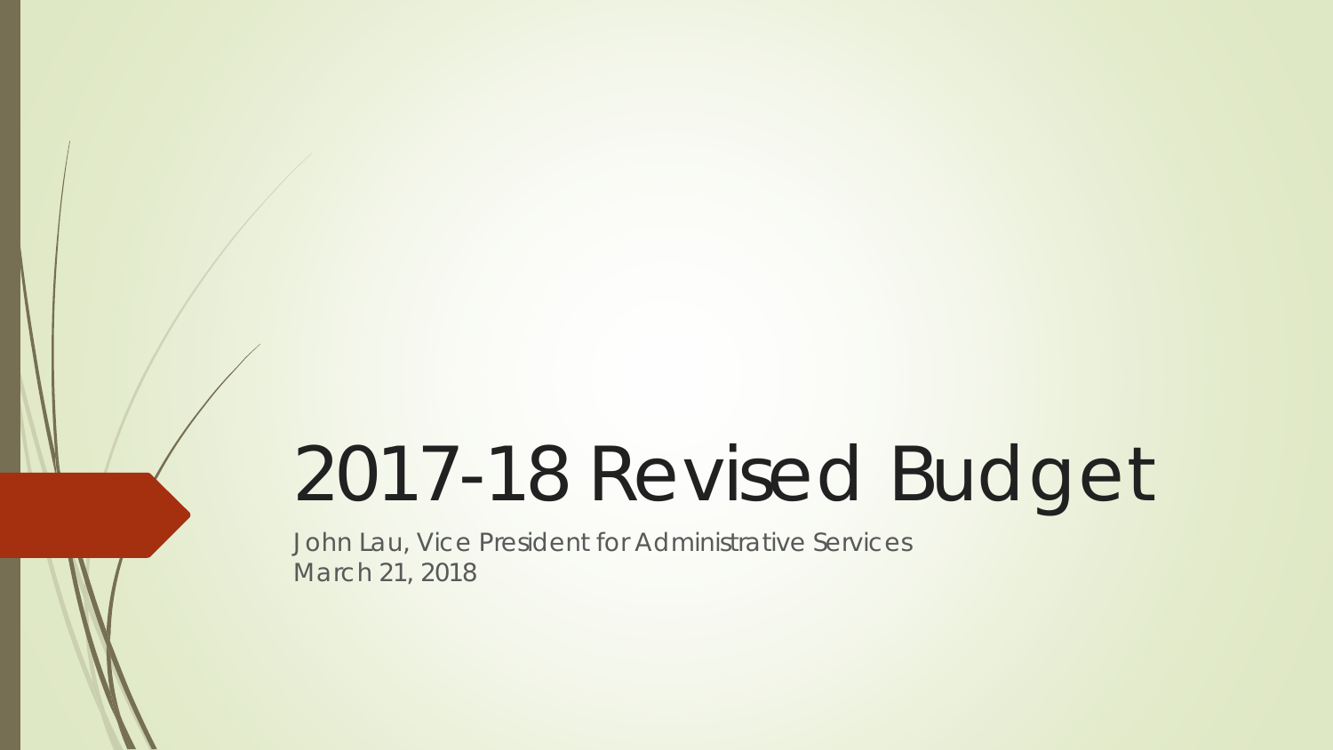# 2017-18 Revised Budget

John Lau, Vice President for Administrative Services
March 21, 2018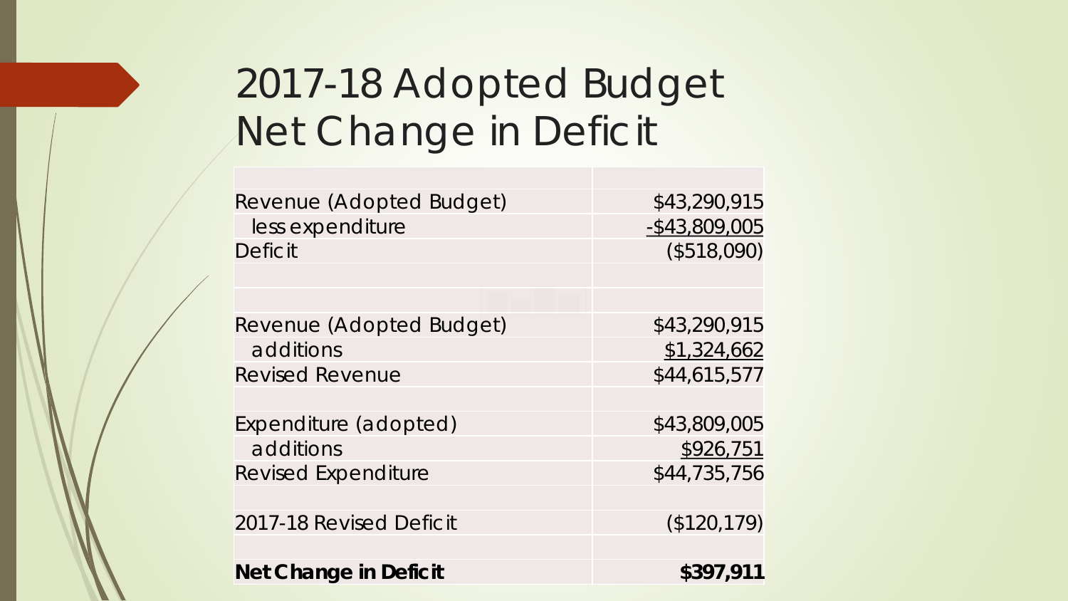# 2017-18 Adopted Budget Net Change in Deficit

| | |
|---|---|
| Revenue (Adopted Budget) | $43,290,915 |
| less expenditure | -$43,809,005 |
| Deficit | ($518,090) |
| | |
| | |
| Revenue (Adopted Budget) | $43,290,915 |
| additions | $1,324,662 |
| Revised Revenue | $44,615,577 |
| | |
| Expenditure (adopted) | $43,809,005 |
| additions | $926,751 |
| Revised Expenditure | $44,735,756 |
| | |
| 2017-18 Revised Deficit | ($120,179) |
| | |
| **Net Change in Deficit** | **$397,911** |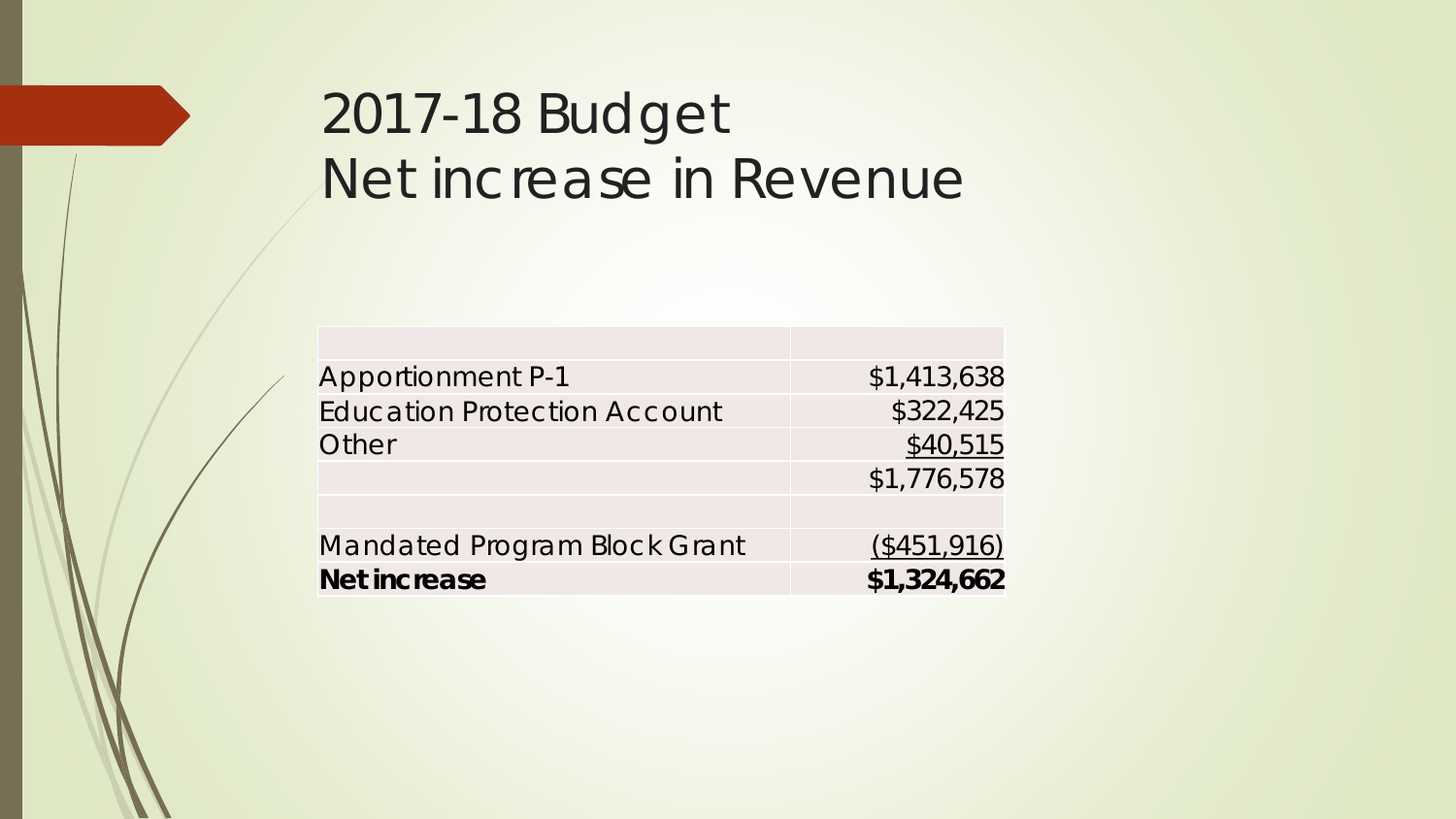# 2017-18 Budget
# Net increase in Revenue

| | |
|---|---:|
| Apportionment P-1 | $1,413,638 |
| Education Protection Account | $322,425 |
| Other | $40,515 |
| | $1,776,578 |
| | |
| Mandated Program Block Grant | ($451,916) |
| **Net increase** | **$1,324,662** |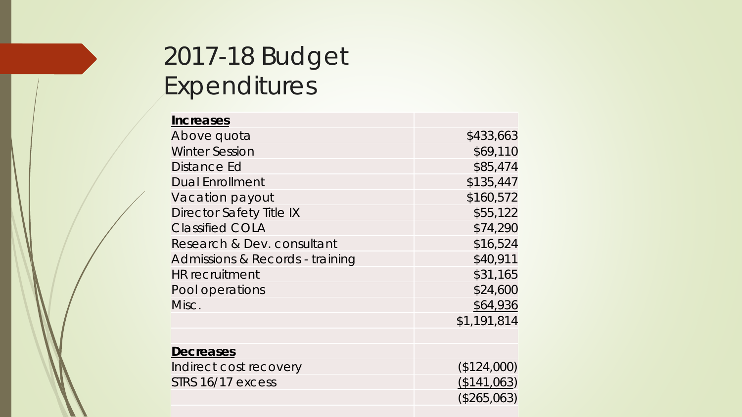# 2017-18 Budget Expenditures

| **Increases** | |
|---|---|
| Above quota | $433,663 |
| Winter Session | $69,110 |
| Distance Ed | $85,474 |
| Dual Enrollment | $135,447 |
| Vacation payout | $160,572 |
| Director Safety Title IX | $55,122 |
| Classified COLA | $74,290 |
| Research & Dev. consultant | $16,524 |
| Admissions & Records - training | $40,911 |
| HR recruitment | $31,165 |
| Pool operations | $24,600 |
| Misc. | $64,936 |
| | $1,191,814 |
| | |
| **Decreases** | |
| Indirect cost recovery | ($124,000) |
| STRS 16/17 excess | ($141,063) |
| | ($265,063) |
| | |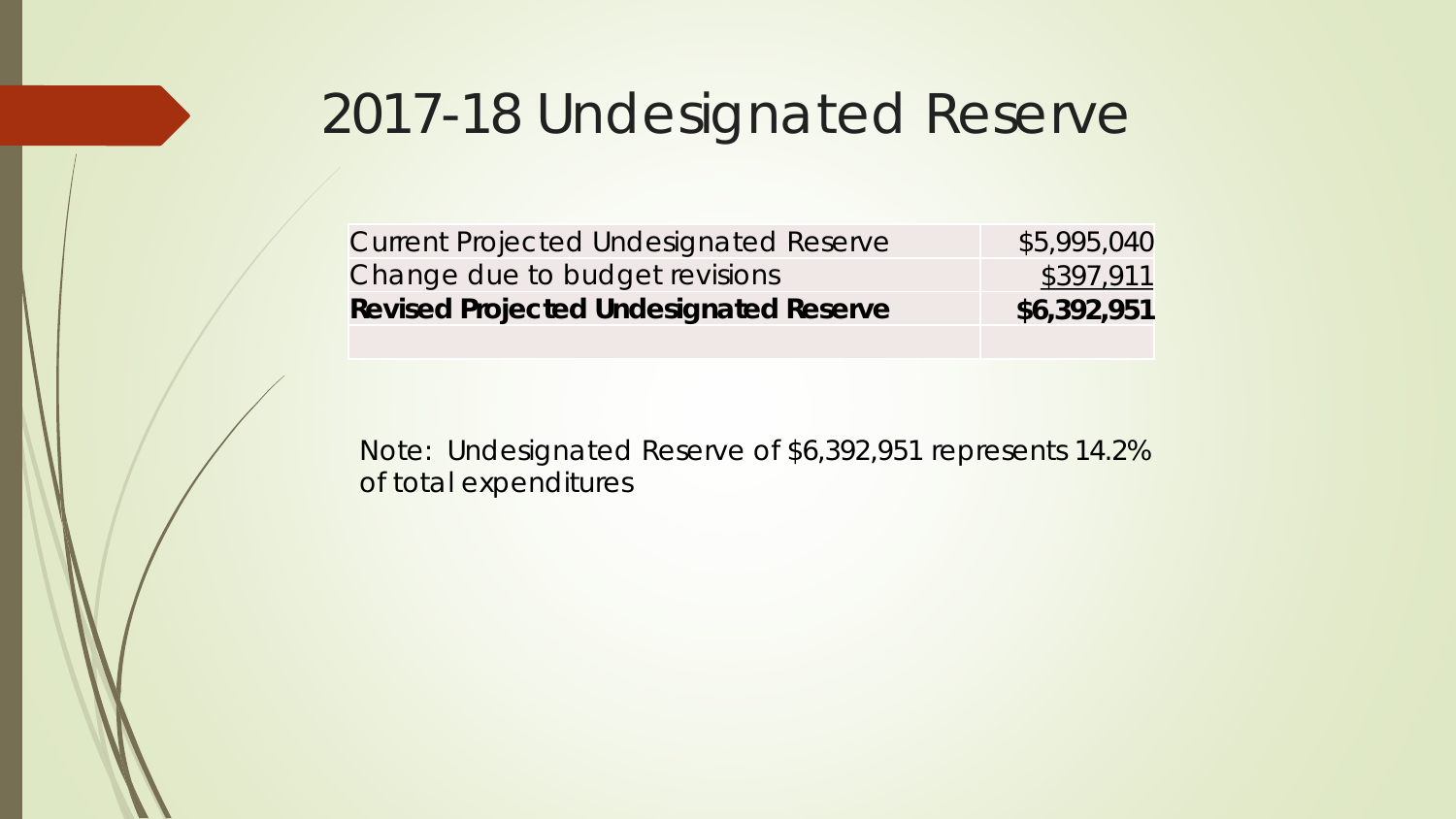# 2017-18 Undesignated Reserve

| | |
|---|---|
| Current Projected Undesignated Reserve | $5,995,040 |
| Change due to budget revisions | $397,911 |
| **Revised Projected Undesignated Reserve** | **$6,392,951** |
| | |

Note: Undesignated Reserve of $6,392,951 represents 14.2% of total expenditures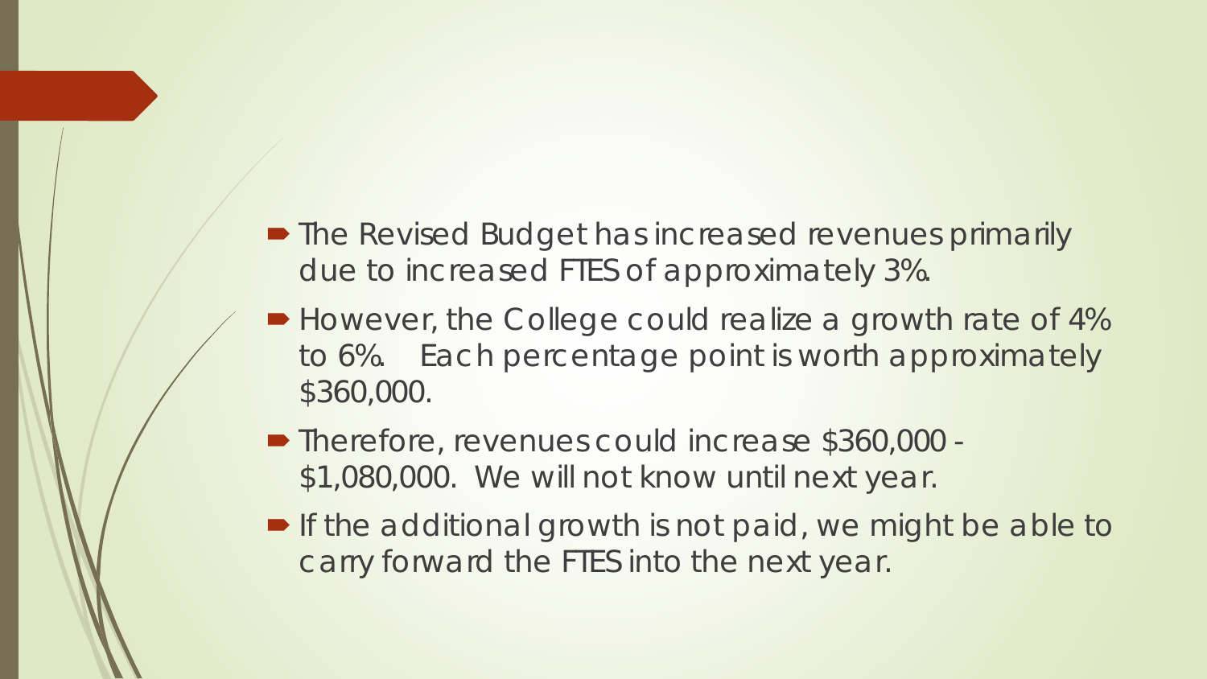- The Revised Budget has increased revenues primarily due to increased FTES of approximately 3%.
- However, the College could realize a growth rate of 4% to 6%. Each percentage point is worth approximately $360,000.
- Therefore, revenues could increase $360,000 - $1,080,000. We will not know until next year.
- If the additional growth is not paid, we might be able to carry forward the FTES into the next year.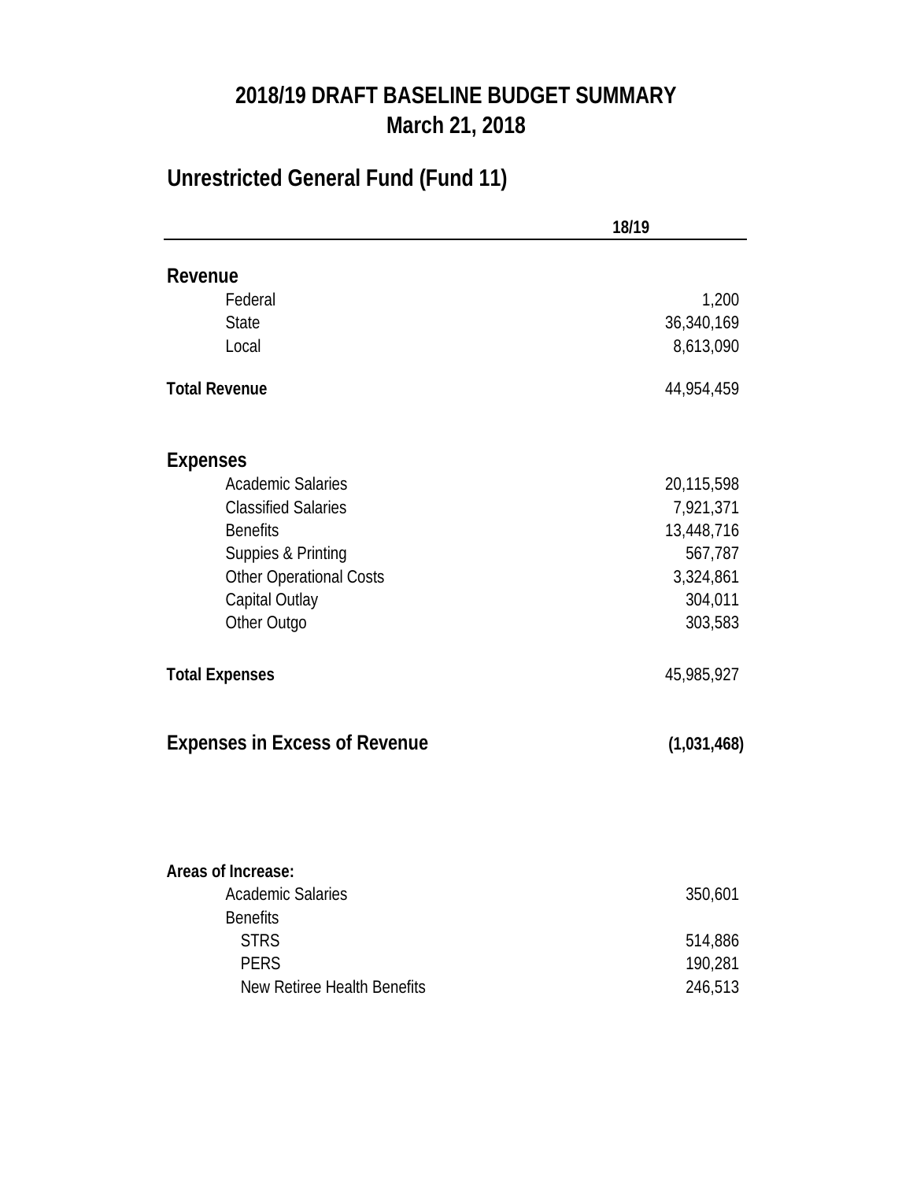# 2018/19 DRAFT BASELINE BUDGET SUMMARY
## March 21, 2018

## Unrestricted General Fund (Fund 11)

| | 18/19 |
|---|---|
| **Revenue** | |
| Federal | 1,200 |
| State | 36,340,169 |
| Local | 8,613,090 |
| **Total Revenue** | 44,954,459 |
| | |
| **Expenses** | |
| Academic Salaries | 20,115,598 |
| Classified Salaries | 7,921,371 |
| Benefits | 13,448,716 |
| Suppies & Printing | 567,787 |
| Other Operational Costs | 3,324,861 |
| Capital Outlay | 304,011 |
| Other Outgo | 303,583 |
| **Total Expenses** | 45,985,927 |
| | |
| **Expenses in Excess of Revenue** | **(1,031,468)** |

**Areas of Increase:**

| | |
|---|---|
| Academic Salaries | 350,601 |
| Benefits | |
| STRS | 514,886 |
| PERS | 190,281 |
| New Retiree Health Benefits | 246,513 |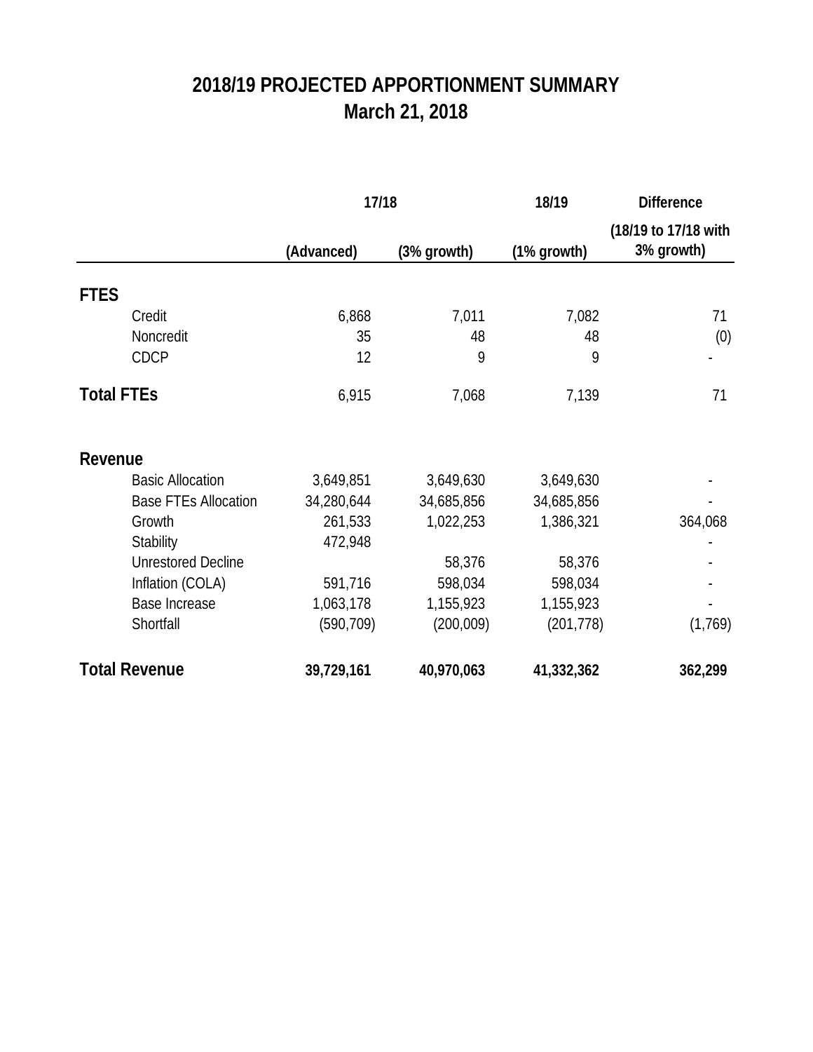# 2018/19 PROJECTED APPORTIONMENT SUMMARY
## March 21, 2018

| | 17/18 | | 18/19 | Difference |
|---|---|---|---|---|
| | (Advanced) | (3% growth) | (1% growth) | (18/19 to 17/18 with 3% growth) |
| **FTES** | | | | |
| Credit | 6,868 | 7,011 | 7,082 | 71 |
| Noncredit | 35 | 48 | 48 | (0) |
| CDCP | 12 | 9 | 9 | - |
| **Total FTEs** | 6,915 | 7,068 | 7,139 | 71 |
| **Revenue** | | | | |
| Basic Allocation | 3,649,851 | 3,649,630 | 3,649,630 | - |
| Base FTEs Allocation | 34,280,644 | 34,685,856 | 34,685,856 | - |
| Growth | 261,533 | 1,022,253 | 1,386,321 | 364,068 |
| Stability | 472,948 | | | - |
| Unrestored Decline | | 58,376 | 58,376 | - |
| Inflation (COLA) | 591,716 | 598,034 | 598,034 | - |
| Base Increase | 1,063,178 | 1,155,923 | 1,155,923 | - |
| Shortfall | (590,709) | (200,009) | (201,778) | (1,769) |
| **Total Revenue** | **39,729,161** | **40,970,063** | **41,332,362** | **362,299** |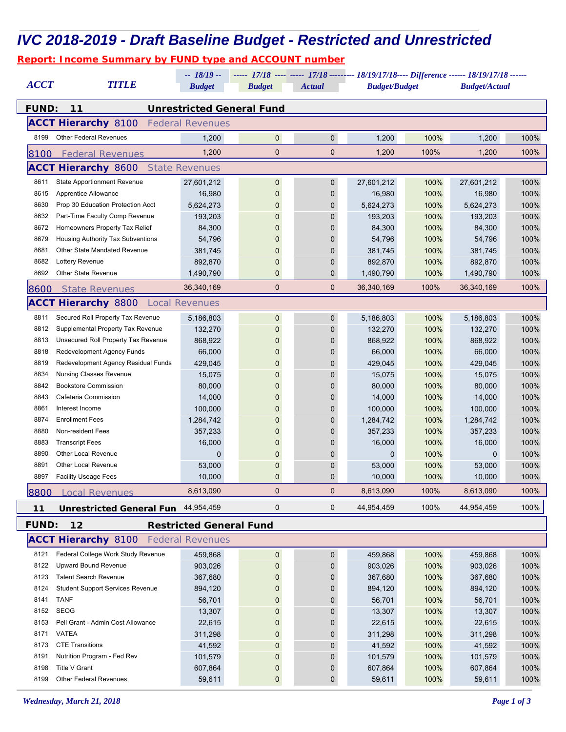# IVC 2018-2019 - Draft Baseline Budget - Restricted and Unrestricted

**Report: Income Summary by FUND type and ACCOUNT number**

| ACCT | TITLE | -- 18/19 -- Budget | ----- 17/18 ---- Budget | ----- 17/18 --------- Actual | 18/19/17/18---- Difference ------ Budget/Budget | | 18/19/17/18 ------ Budget/Actual | |
|---|---|---|---|---|---|---|---|---|
| **FUND: 11** | **Unrestricted General Fund** | | | | | | | |
| **ACCT Hierarchy 8100** | Federal Revenues | | | | | | | |
| 8199 | Other Federal Revenues | 1,200 | 0 | 0 | 1,200 | 100% | 1,200 | 100% |
| 8100 | Federal Revenues | 1,200 | 0 | 0 | 1,200 | 100% | 1,200 | 100% |
| **ACCT Hierarchy 8600** | State Revenues | | | | | | | |
| 8611 | State Apportionment Revenue | 27,601,212 | 0 | 0 | 27,601,212 | 100% | 27,601,212 | 100% |
| 8615 | Apprentice Allowance | 16,980 | 0 | 0 | 16,980 | 100% | 16,980 | 100% |
| 8630 | Prop 30 Education Protection Acct | 5,624,273 | 0 | 0 | 5,624,273 | 100% | 5,624,273 | 100% |
| 8632 | Part-Time Faculty Comp Revenue | 193,203 | 0 | 0 | 193,203 | 100% | 193,203 | 100% |
| 8672 | Homeowners Property Tax Relief | 84,300 | 0 | 0 | 84,300 | 100% | 84,300 | 100% |
| 8679 | Housing Authority Tax Subventions | 54,796 | 0 | 0 | 54,796 | 100% | 54,796 | 100% |
| 8681 | Other State Mandated Revenue | 381,745 | 0 | 0 | 381,745 | 100% | 381,745 | 100% |
| 8682 | Lottery Revenue | 892,870 | 0 | 0 | 892,870 | 100% | 892,870 | 100% |
| 8692 | Other State Revenue | 1,490,790 | 0 | 0 | 1,490,790 | 100% | 1,490,790 | 100% |
| 8600 | State Revenues | 36,340,169 | 0 | 0 | 36,340,169 | 100% | 36,340,169 | 100% |
| **ACCT Hierarchy 8800** | Local Revenues | | | | | | | |
| 8811 | Secured Roll Property Tax Revenue | 5,186,803 | 0 | 0 | 5,186,803 | 100% | 5,186,803 | 100% |
| 8812 | Supplemental Property Tax Revenue | 132,270 | 0 | 0 | 132,270 | 100% | 132,270 | 100% |
| 8813 | Unsecured Roll Property Tax Revenue | 868,922 | 0 | 0 | 868,922 | 100% | 868,922 | 100% |
| 8818 | Redevelopment Agency Funds | 66,000 | 0 | 0 | 66,000 | 100% | 66,000 | 100% |
| 8819 | Redevelopment Agency Residual Funds | 429,045 | 0 | 0 | 429,045 | 100% | 429,045 | 100% |
| 8834 | Nursing Classes Revenue | 15,075 | 0 | 0 | 15,075 | 100% | 15,075 | 100% |
| 8842 | Bookstore Commission | 80,000 | 0 | 0 | 80,000 | 100% | 80,000 | 100% |
| 8843 | Cafeteria Commission | 14,000 | 0 | 0 | 14,000 | 100% | 14,000 | 100% |
| 8861 | Interest Income | 100,000 | 0 | 0 | 100,000 | 100% | 100,000 | 100% |
| 8874 | Enrollment Fees | 1,284,742 | 0 | 0 | 1,284,742 | 100% | 1,284,742 | 100% |
| 8880 | Non-resident Fees | 357,233 | 0 | 0 | 357,233 | 100% | 357,233 | 100% |
| 8883 | Transcript Fees | 16,000 | 0 | 0 | 16,000 | 100% | 16,000 | 100% |
| 8890 | Other Local Revenue | 0 | 0 | 0 | 0 | 100% | 0 | 100% |
| 8891 | Other Local Revenue | 53,000 | 0 | 0 | 53,000 | 100% | 53,000 | 100% |
| 8897 | Facility Useage Fees | 10,000 | 0 | 0 | 10,000 | 100% | 10,000 | 100% |
| 8800 | Local Revenues | 8,613,090 | 0 | 0 | 8,613,090 | 100% | 8,613,090 | 100% |
| **11** | **Unrestricted General Fun** | 44,954,459 | 0 | 0 | 44,954,459 | 100% | 44,954,459 | 100% |
| **FUND: 12** | **Restricted General Fund** | | | | | | | |
| **ACCT Hierarchy 8100** | Federal Revenues | | | | | | | |
| 8121 | Federal College Work Study Revenue | 459,868 | 0 | 0 | 459,868 | 100% | 459,868 | 100% |
| 8122 | Upward Bound Revenue | 903,026 | 0 | 0 | 903,026 | 100% | 903,026 | 100% |
| 8123 | Talent Search Revenue | 367,680 | 0 | 0 | 367,680 | 100% | 367,680 | 100% |
| 8124 | Student Support Services Revenue | 894,120 | 0 | 0 | 894,120 | 100% | 894,120 | 100% |
| 8141 | TANF | 56,701 | 0 | 0 | 56,701 | 100% | 56,701 | 100% |
| 8152 | SEOG | 13,307 | 0 | 0 | 13,307 | 100% | 13,307 | 100% |
| 8153 | Pell Grant - Admin Cost Allowance | 22,615 | 0 | 0 | 22,615 | 100% | 22,615 | 100% |
| 8171 | VATEA | 311,298 | 0 | 0 | 311,298 | 100% | 311,298 | 100% |
| 8173 | CTE Transitions | 41,592 | 0 | 0 | 41,592 | 100% | 41,592 | 100% |
| 8191 | Nutrition Program - Fed Rev | 101,579 | 0 | 0 | 101,579 | 100% | 101,579 | 100% |
| 8198 | Title V Grant | 607,864 | 0 | 0 | 607,864 | 100% | 607,864 | 100% |
| 8199 | Other Federal Revenues | 59,611 | 0 | 0 | 59,611 | 100% | 59,611 | 100% |

*Wednesday, March 21, 2018*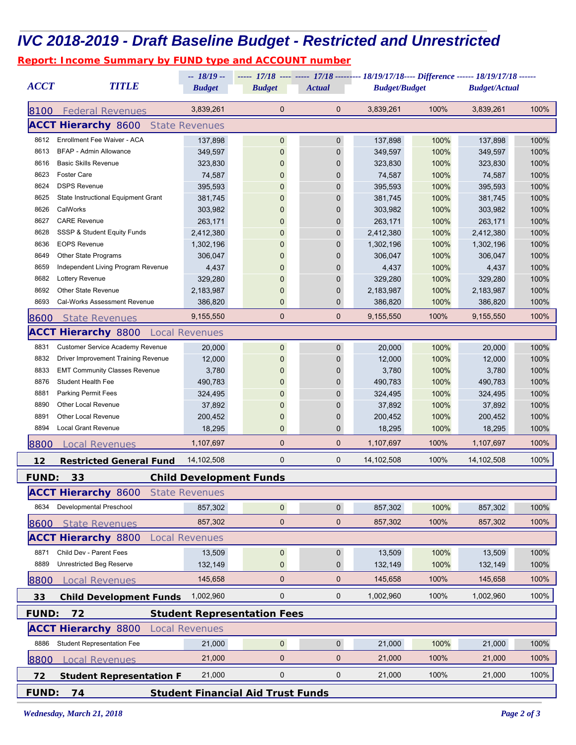# IVC 2018-2019 - Draft Baseline Budget - Restricted and Unrestricted

**Report: Income Summary by FUND type and ACCOUNT number**

| ACCT | TITLE | -- 18/19 -- Budget | ----- 17/18 ---- Budget | ----- 17/18 ---- Actual | 18/19/17/18 Difference Budget/Budget | | 18/19/17/18 Difference Budget/Actual | |
|---|---|---|---|---|---|---|---|---|
| 8100 | Federal Revenues | 3,839,261 | 0 | 0 | 3,839,261 | 100% | 3,839,261 | 100% |
| **ACCT Hierarchy 8600** | State Revenues | | | | | | | |
| 8612 | Enrollment Fee Waiver - ACA | 137,898 | 0 | 0 | 137,898 | 100% | 137,898 | 100% |
| 8613 | BFAP - Admin Allowance | 349,597 | 0 | 0 | 349,597 | 100% | 349,597 | 100% |
| 8616 | Basic Skills Revenue | 323,830 | 0 | 0 | 323,830 | 100% | 323,830 | 100% |
| 8623 | Foster Care | 74,587 | 0 | 0 | 74,587 | 100% | 74,587 | 100% |
| 8624 | DSPS Revenue | 395,593 | 0 | 0 | 395,593 | 100% | 395,593 | 100% |
| 8625 | State Instructional Equipment Grant | 381,745 | 0 | 0 | 381,745 | 100% | 381,745 | 100% |
| 8626 | CalWorks | 303,982 | 0 | 0 | 303,982 | 100% | 303,982 | 100% |
| 8627 | CARE Revenue | 263,171 | 0 | 0 | 263,171 | 100% | 263,171 | 100% |
| 8628 | SSSP & Student Equity Funds | 2,412,380 | 0 | 0 | 2,412,380 | 100% | 2,412,380 | 100% |
| 8636 | EOPS Revenue | 1,302,196 | 0 | 0 | 1,302,196 | 100% | 1,302,196 | 100% |
| 8649 | Other State Programs | 306,047 | 0 | 0 | 306,047 | 100% | 306,047 | 100% |
| 8659 | Independent Living Program Revenue | 4,437 | 0 | 0 | 4,437 | 100% | 4,437 | 100% |
| 8682 | Lottery Revenue | 329,280 | 0 | 0 | 329,280 | 100% | 329,280 | 100% |
| 8692 | Other State Revenue | 2,183,987 | 0 | 0 | 2,183,987 | 100% | 2,183,987 | 100% |
| 8693 | Cal-Works Assessment Revenue | 386,820 | 0 | 0 | 386,820 | 100% | 386,820 | 100% |
| 8600 | State Revenues | 9,155,550 | 0 | 0 | 9,155,550 | 100% | 9,155,550 | 100% |
| **ACCT Hierarchy 8800** | Local Revenues | | | | | | | |
| 8831 | Customer Service Academy Revenue | 20,000 | 0 | 0 | 20,000 | 100% | 20,000 | 100% |
| 8832 | Driver Improvement Training Revenue | 12,000 | 0 | 0 | 12,000 | 100% | 12,000 | 100% |
| 8833 | EMT Community Classes Revenue | 3,780 | 0 | 0 | 3,780 | 100% | 3,780 | 100% |
| 8876 | Student Health Fee | 490,783 | 0 | 0 | 490,783 | 100% | 490,783 | 100% |
| 8881 | Parking Permit Fees | 324,495 | 0 | 0 | 324,495 | 100% | 324,495 | 100% |
| 8890 | Other Local Revenue | 37,892 | 0 | 0 | 37,892 | 100% | 37,892 | 100% |
| 8891 | Other Local Revenue | 200,452 | 0 | 0 | 200,452 | 100% | 200,452 | 100% |
| 8894 | Local Grant Revenue | 18,295 | 0 | 0 | 18,295 | 100% | 18,295 | 100% |
| 8800 | Local Revenues | 1,107,697 | 0 | 0 | 1,107,697 | 100% | 1,107,697 | 100% |
| **12** | **Restricted General Fund** | 14,102,508 | 0 | 0 | 14,102,508 | 100% | 14,102,508 | 100% |
| **FUND: 33** | **Child Development Funds** | | | | | | | |
| **ACCT Hierarchy 8600** | State Revenues | | | | | | | |
| 8634 | Developmental Preschool | 857,302 | 0 | 0 | 857,302 | 100% | 857,302 | 100% |
| 8600 | State Revenues | 857,302 | 0 | 0 | 857,302 | 100% | 857,302 | 100% |
| **ACCT Hierarchy 8800** | Local Revenues | | | | | | | |
| 8871 | Child Dev - Parent Fees | 13,509 | 0 | 0 | 13,509 | 100% | 13,509 | 100% |
| 8889 | Unrestricted Beg Reserve | 132,149 | 0 | 0 | 132,149 | 100% | 132,149 | 100% |
| 8800 | Local Revenues | 145,658 | 0 | 0 | 145,658 | 100% | 145,658 | 100% |
| **33** | **Child Development Funds** | 1,002,960 | 0 | 0 | 1,002,960 | 100% | 1,002,960 | 100% |
| **FUND: 72** | **Student Representation Fees** | | | | | | | |
| **ACCT Hierarchy 8800** | Local Revenues | | | | | | | |
| 8886 | Student Representation Fee | 21,000 | 0 | 0 | 21,000 | 100% | 21,000 | 100% |
| 8800 | Local Revenues | 21,000 | 0 | 0 | 21,000 | 100% | 21,000 | 100% |
| **72** | **Student Representation F** | 21,000 | 0 | 0 | 21,000 | 100% | 21,000 | 100% |
| **FUND: 74** | **Student Financial Aid Trust Funds** | | | | | | | |

*Wednesday, March 21, 2018*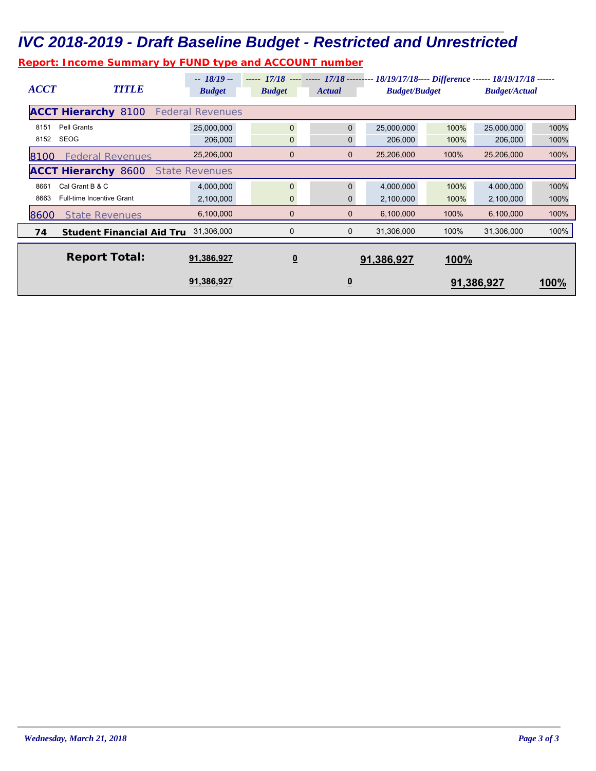# IVC 2018-2019 - Draft Baseline Budget - Restricted and Unrestricted

**Report: Income Summary by FUND type and ACCOUNT number**

| ACCT | TITLE | -- 18/19 -- Budget | ----- 17/18 ---- Budget | ----- 17/18 ---- Actual | 18/19/17/18---- Difference ------ Budget/Budget | | 18/19/17/18 ------ Budget/Actual | |
|---|---|---|---|---|---|---|---|---|
| **ACCT Hierarchy 8100** | Federal Revenues | | | | | | | |
| 8151 | Pell Grants | 25,000,000 | 0 | 0 | 25,000,000 | 100% | 25,000,000 | 100% |
| 8152 | SEOG | 206,000 | 0 | 0 | 206,000 | 100% | 206,000 | 100% |
| 8100 | Federal Revenues | 25,206,000 | 0 | 0 | 25,206,000 | 100% | 25,206,000 | 100% |
| **ACCT Hierarchy 8600** | State Revenues | | | | | | | |
| 8661 | Cal Grant B & C | 4,000,000 | 0 | 0 | 4,000,000 | 100% | 4,000,000 | 100% |
| 8663 | Full-time Incentive Grant | 2,100,000 | 0 | 0 | 2,100,000 | 100% | 2,100,000 | 100% |
| 8600 | State Revenues | 6,100,000 | 0 | 0 | 6,100,000 | 100% | 6,100,000 | 100% |
| **74** | **Student Financial Aid Tru** | 31,306,000 | 0 | 0 | 31,306,000 | 100% | 31,306,000 | 100% |
| | **Report Total:** | 91,386,927 | 0 | | 91,386,927 | 100% | | |
| | | 91,386,927 | | 0 | | | 91,386,927 | 100% |

*Wednesday, March 21, 2018*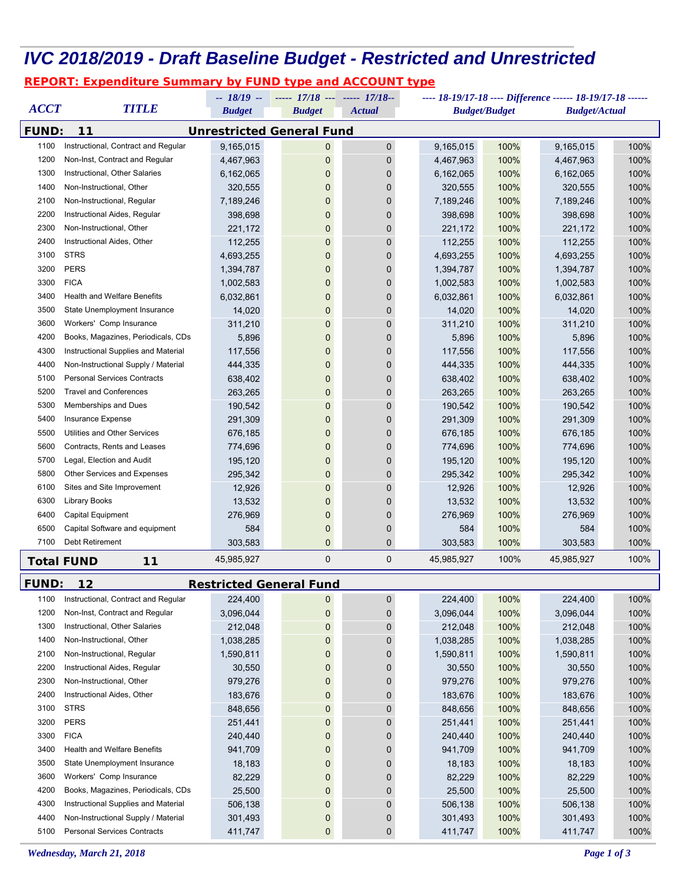# IVC 2018/2019 - Draft Baseline Budget - Restricted and Unrestricted

**REPORT: Expenditure Summary by FUND type and ACCOUNT type**

| ACCT | TITLE | -- 18/19 -- Budget | ----- 17/18 --- Budget | ----- 17/18-- Actual | ---- 18-19/17-18 ---- Difference Budget/Budget | | ------ 18-19/17-18 ------ Budget/Actual | |
|---|---|---|---|---|---|---|---|---|
| **FUND: 11** | **Unrestricted General Fund** | | | | | | | |
| 1100 | Instructional, Contract and Regular | 9,165,015 | 0 | 0 | 9,165,015 | 100% | 9,165,015 | 100% |
| 1200 | Non-Inst, Contract and Regular | 4,467,963 | 0 | 0 | 4,467,963 | 100% | 4,467,963 | 100% |
| 1300 | Instructional, Other Salaries | 6,162,065 | 0 | 0 | 6,162,065 | 100% | 6,162,065 | 100% |
| 1400 | Non-Instructional, Other | 320,555 | 0 | 0 | 320,555 | 100% | 320,555 | 100% |
| 2100 | Non-Instructional, Regular | 7,189,246 | 0 | 0 | 7,189,246 | 100% | 7,189,246 | 100% |
| 2200 | Instructional Aides, Regular | 398,698 | 0 | 0 | 398,698 | 100% | 398,698 | 100% |
| 2300 | Non-Instructional, Other | 221,172 | 0 | 0 | 221,172 | 100% | 221,172 | 100% |
| 2400 | Instructional Aides, Other | 112,255 | 0 | 0 | 112,255 | 100% | 112,255 | 100% |
| 3100 | STRS | 4,693,255 | 0 | 0 | 4,693,255 | 100% | 4,693,255 | 100% |
| 3200 | PERS | 1,394,787 | 0 | 0 | 1,394,787 | 100% | 1,394,787 | 100% |
| 3300 | FICA | 1,002,583 | 0 | 0 | 1,002,583 | 100% | 1,002,583 | 100% |
| 3400 | Health and Welfare Benefits | 6,032,861 | 0 | 0 | 6,032,861 | 100% | 6,032,861 | 100% |
| 3500 | State Unemployment Insurance | 14,020 | 0 | 0 | 14,020 | 100% | 14,020 | 100% |
| 3600 | Workers' Comp Insurance | 311,210 | 0 | 0 | 311,210 | 100% | 311,210 | 100% |
| 4200 | Books, Magazines, Periodicals, CDs | 5,896 | 0 | 0 | 5,896 | 100% | 5,896 | 100% |
| 4300 | Instructional Supplies and Material | 117,556 | 0 | 0 | 117,556 | 100% | 117,556 | 100% |
| 4400 | Non-Instructional Supply / Material | 444,335 | 0 | 0 | 444,335 | 100% | 444,335 | 100% |
| 5100 | Personal Services Contracts | 638,402 | 0 | 0 | 638,402 | 100% | 638,402 | 100% |
| 5200 | Travel and Conferences | 263,265 | 0 | 0 | 263,265 | 100% | 263,265 | 100% |
| 5300 | Memberships and Dues | 190,542 | 0 | 0 | 190,542 | 100% | 190,542 | 100% |
| 5400 | Insurance Expense | 291,309 | 0 | 0 | 291,309 | 100% | 291,309 | 100% |
| 5500 | Utilities and Other Services | 676,185 | 0 | 0 | 676,185 | 100% | 676,185 | 100% |
| 5600 | Contracts, Rents and Leases | 774,696 | 0 | 0 | 774,696 | 100% | 774,696 | 100% |
| 5700 | Legal, Election and Audit | 195,120 | 0 | 0 | 195,120 | 100% | 195,120 | 100% |
| 5800 | Other Services and Expenses | 295,342 | 0 | 0 | 295,342 | 100% | 295,342 | 100% |
| 6100 | Sites and Site Improvement | 12,926 | 0 | 0 | 12,926 | 100% | 12,926 | 100% |
| 6300 | Library Books | 13,532 | 0 | 0 | 13,532 | 100% | 13,532 | 100% |
| 6400 | Capital Equipment | 276,969 | 0 | 0 | 276,969 | 100% | 276,969 | 100% |
| 6500 | Capital Software and equipment | 584 | 0 | 0 | 584 | 100% | 584 | 100% |
| 7100 | Debt Retirement | 303,583 | 0 | 0 | 303,583 | 100% | 303,583 | 100% |
| **Total FUND** | **11** | 45,985,927 | 0 | 0 | 45,985,927 | 100% | 45,985,927 | 100% |
| **FUND: 12** | **Restricted General Fund** | | | | | | | |
| 1100 | Instructional, Contract and Regular | 224,400 | 0 | 0 | 224,400 | 100% | 224,400 | 100% |
| 1200 | Non-Inst, Contract and Regular | 3,096,044 | 0 | 0 | 3,096,044 | 100% | 3,096,044 | 100% |
| 1300 | Instructional, Other Salaries | 212,048 | 0 | 0 | 212,048 | 100% | 212,048 | 100% |
| 1400 | Non-Instructional, Other | 1,038,285 | 0 | 0 | 1,038,285 | 100% | 1,038,285 | 100% |
| 2100 | Non-Instructional, Regular | 1,590,811 | 0 | 0 | 1,590,811 | 100% | 1,590,811 | 100% |
| 2200 | Instructional Aides, Regular | 30,550 | 0 | 0 | 30,550 | 100% | 30,550 | 100% |
| 2300 | Non-Instructional, Other | 979,276 | 0 | 0 | 979,276 | 100% | 979,276 | 100% |
| 2400 | Instructional Aides, Other | 183,676 | 0 | 0 | 183,676 | 100% | 183,676 | 100% |
| 3100 | STRS | 848,656 | 0 | 0 | 848,656 | 100% | 848,656 | 100% |
| 3200 | PERS | 251,441 | 0 | 0 | 251,441 | 100% | 251,441 | 100% |
| 3300 | FICA | 240,440 | 0 | 0 | 240,440 | 100% | 240,440 | 100% |
| 3400 | Health and Welfare Benefits | 941,709 | 0 | 0 | 941,709 | 100% | 941,709 | 100% |
| 3500 | State Unemployment Insurance | 18,183 | 0 | 0 | 18,183 | 100% | 18,183 | 100% |
| 3600 | Workers' Comp Insurance | 82,229 | 0 | 0 | 82,229 | 100% | 82,229 | 100% |
| 4200 | Books, Magazines, Periodicals, CDs | 25,500 | 0 | 0 | 25,500 | 100% | 25,500 | 100% |
| 4300 | Instructional Supplies and Material | 506,138 | 0 | 0 | 506,138 | 100% | 506,138 | 100% |
| 4400 | Non-Instructional Supply / Material | 301,493 | 0 | 0 | 301,493 | 100% | 301,493 | 100% |
| 5100 | Personal Services Contracts | 411,747 | 0 | 0 | 411,747 | 100% | 411,747 | 100% |

*Wednesday, March 21, 2018*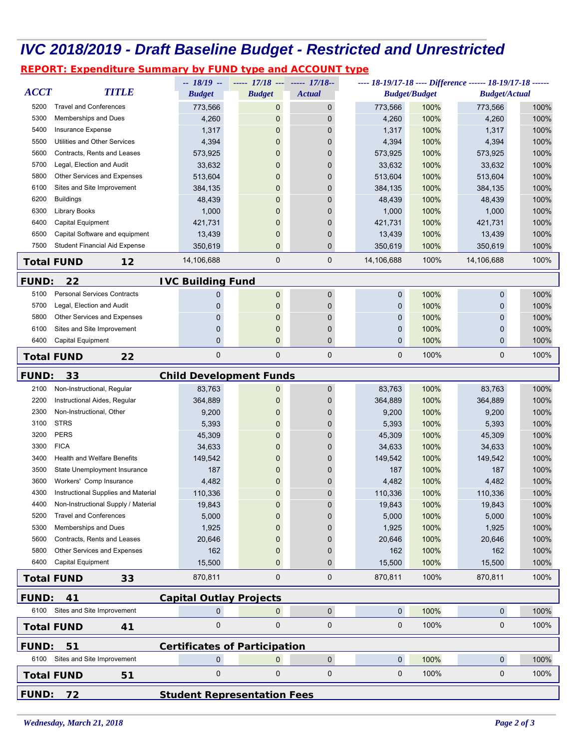# IVC 2018/2019 - Draft Baseline Budget - Restricted and Unrestricted

## REPORT: Expenditure Summary by FUND type and ACCOUNT type

| ACCT | TITLE | 18/19 Budget | 17/18 Budget | 17/18 Actual | 18-19/17-18 Difference Budget/Budget | | 18-19/17-18 Budget/Actual | |
|---|---|---|---|---|---|---|---|---|
| 5200 | Travel and Conferences | 773,566 | 0 | 0 | 773,566 | 100% | 773,566 | 100% |
| 5300 | Memberships and Dues | 4,260 | 0 | 0 | 4,260 | 100% | 4,260 | 100% |
| 5400 | Insurance Expense | 1,317 | 0 | 0 | 1,317 | 100% | 1,317 | 100% |
| 5500 | Utilities and Other Services | 4,394 | 0 | 0 | 4,394 | 100% | 4,394 | 100% |
| 5600 | Contracts, Rents and Leases | 573,925 | 0 | 0 | 573,925 | 100% | 573,925 | 100% |
| 5700 | Legal, Election and Audit | 33,632 | 0 | 0 | 33,632 | 100% | 33,632 | 100% |
| 5800 | Other Services and Expenses | 513,604 | 0 | 0 | 513,604 | 100% | 513,604 | 100% |
| 6100 | Sites and Site Improvement | 384,135 | 0 | 0 | 384,135 | 100% | 384,135 | 100% |
| 6200 | Buildings | 48,439 | 0 | 0 | 48,439 | 100% | 48,439 | 100% |
| 6300 | Library Books | 1,000 | 0 | 0 | 1,000 | 100% | 1,000 | 100% |
| 6400 | Capital Equipment | 421,731 | 0 | 0 | 421,731 | 100% | 421,731 | 100% |
| 6500 | Capital Software and equipment | 13,439 | 0 | 0 | 13,439 | 100% | 13,439 | 100% |
| 7500 | Student Financial Aid Expense | 350,619 | 0 | 0 | 350,619 | 100% | 350,619 | 100% |
| **Total FUND** | **12** | 14,106,688 | 0 | 0 | 14,106,688 | 100% | 14,106,688 | 100% |
| **FUND: 22** | **IVC Building Fund** | | | | | | | |
| 5100 | Personal Services Contracts | 0 | 0 | 0 | 0 | 100% | 0 | 100% |
| 5700 | Legal, Election and Audit | 0 | 0 | 0 | 0 | 100% | 0 | 100% |
| 5800 | Other Services and Expenses | 0 | 0 | 0 | 0 | 100% | 0 | 100% |
| 6100 | Sites and Site Improvement | 0 | 0 | 0 | 0 | 100% | 0 | 100% |
| 6400 | Capital Equipment | 0 | 0 | 0 | 0 | 100% | 0 | 100% |
| **Total FUND** | **22** | 0 | 0 | 0 | 0 | 100% | 0 | 100% |
| **FUND: 33** | **Child Development Funds** | | | | | | | |
| 2100 | Non-Instructional, Regular | 83,763 | 0 | 0 | 83,763 | 100% | 83,763 | 100% |
| 2200 | Instructional Aides, Regular | 364,889 | 0 | 0 | 364,889 | 100% | 364,889 | 100% |
| 2300 | Non-Instructional, Other | 9,200 | 0 | 0 | 9,200 | 100% | 9,200 | 100% |
| 3100 | STRS | 5,393 | 0 | 0 | 5,393 | 100% | 5,393 | 100% |
| 3200 | PERS | 45,309 | 0 | 0 | 45,309 | 100% | 45,309 | 100% |
| 3300 | FICA | 34,633 | 0 | 0 | 34,633 | 100% | 34,633 | 100% |
| 3400 | Health and Welfare Benefits | 149,542 | 0 | 0 | 149,542 | 100% | 149,542 | 100% |
| 3500 | State Unemployment Insurance | 187 | 0 | 0 | 187 | 100% | 187 | 100% |
| 3600 | Workers' Comp Insurance | 4,482 | 0 | 0 | 4,482 | 100% | 4,482 | 100% |
| 4300 | Instructional Supplies and Material | 110,336 | 0 | 0 | 110,336 | 100% | 110,336 | 100% |
| 4400 | Non-Instructional Supply / Material | 19,843 | 0 | 0 | 19,843 | 100% | 19,843 | 100% |
| 5200 | Travel and Conferences | 5,000 | 0 | 0 | 5,000 | 100% | 5,000 | 100% |
| 5300 | Memberships and Dues | 1,925 | 0 | 0 | 1,925 | 100% | 1,925 | 100% |
| 5600 | Contracts, Rents and Leases | 20,646 | 0 | 0 | 20,646 | 100% | 20,646 | 100% |
| 5800 | Other Services and Expenses | 162 | 0 | 0 | 162 | 100% | 162 | 100% |
| 6400 | Capital Equipment | 15,500 | 0 | 0 | 15,500 | 100% | 15,500 | 100% |
| **Total FUND** | **33** | 870,811 | 0 | 0 | 870,811 | 100% | 870,811 | 100% |
| **FUND: 41** | **Capital Outlay Projects** | | | | | | | |
| 6100 | Sites and Site Improvement | 0 | 0 | 0 | 0 | 100% | 0 | 100% |
| **Total FUND** | **41** | 0 | 0 | 0 | 0 | 100% | 0 | 100% |
| **FUND: 51** | **Certificates of Participation** | | | | | | | |
| 6100 | Sites and Site Improvement | 0 | 0 | 0 | 0 | 100% | 0 | 100% |
| **Total FUND** | **51** | 0 | 0 | 0 | 0 | 100% | 0 | 100% |
| **FUND: 72** | **Student Representation Fees** | | | | | | | |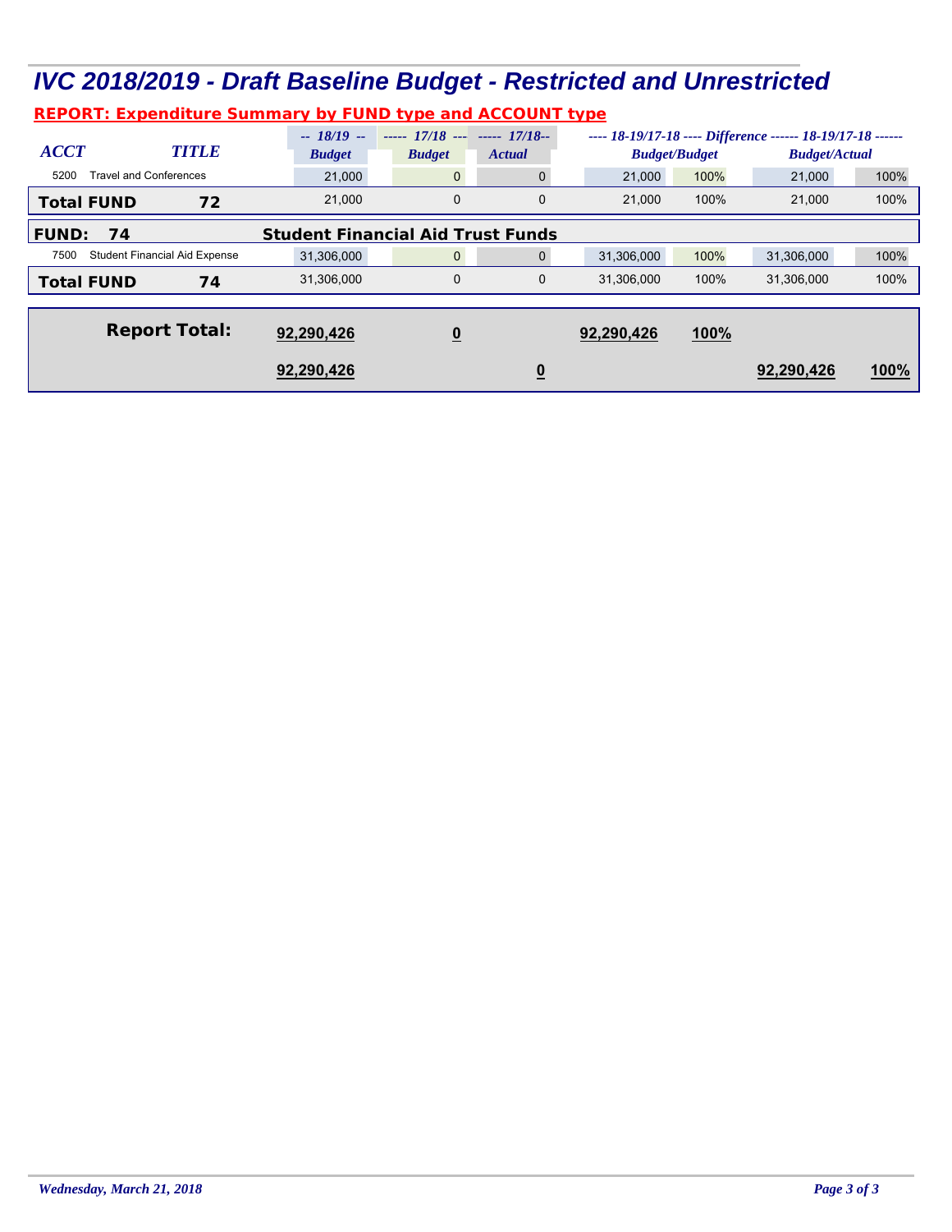# IVC 2018/2019 - Draft Baseline Budget - Restricted and Unrestricted

**REPORT: Expenditure Summary by FUND type and ACCOUNT type**

| ACCT | TITLE | -- 18/19 -- Budget | ----- 17/18 --- Budget | ----- 17/18-- Actual | ---- 18-19/17-18 ---- Difference Budget/Budget | | ------ 18-19/17-18 ------ Budget/Actual | |
|---|---|---|---|---|---|---|---|---|
| 5200 | Travel and Conferences | 21,000 | 0 | 0 | 21,000 | 100% | 21,000 | 100% |
| **Total FUND** | **72** | 21,000 | 0 | 0 | 21,000 | 100% | 21,000 | 100% |
| **FUND: 74** | **Student Financial Aid Trust Funds** | | | | | | | |
| 7500 | Student Financial Aid Expense | 31,306,000 | 0 | 0 | 31,306,000 | 100% | 31,306,000 | 100% |
| **Total FUND** | **74** | 31,306,000 | 0 | 0 | 31,306,000 | 100% | 31,306,000 | 100% |
| **Report Total:** | | **92,290,426** | **0** | | **92,290,426** | **100%** | | |
| | | **92,290,426** | | **0** | | | **92,290,426** | **100%** |

*Wednesday, March 21, 2018*